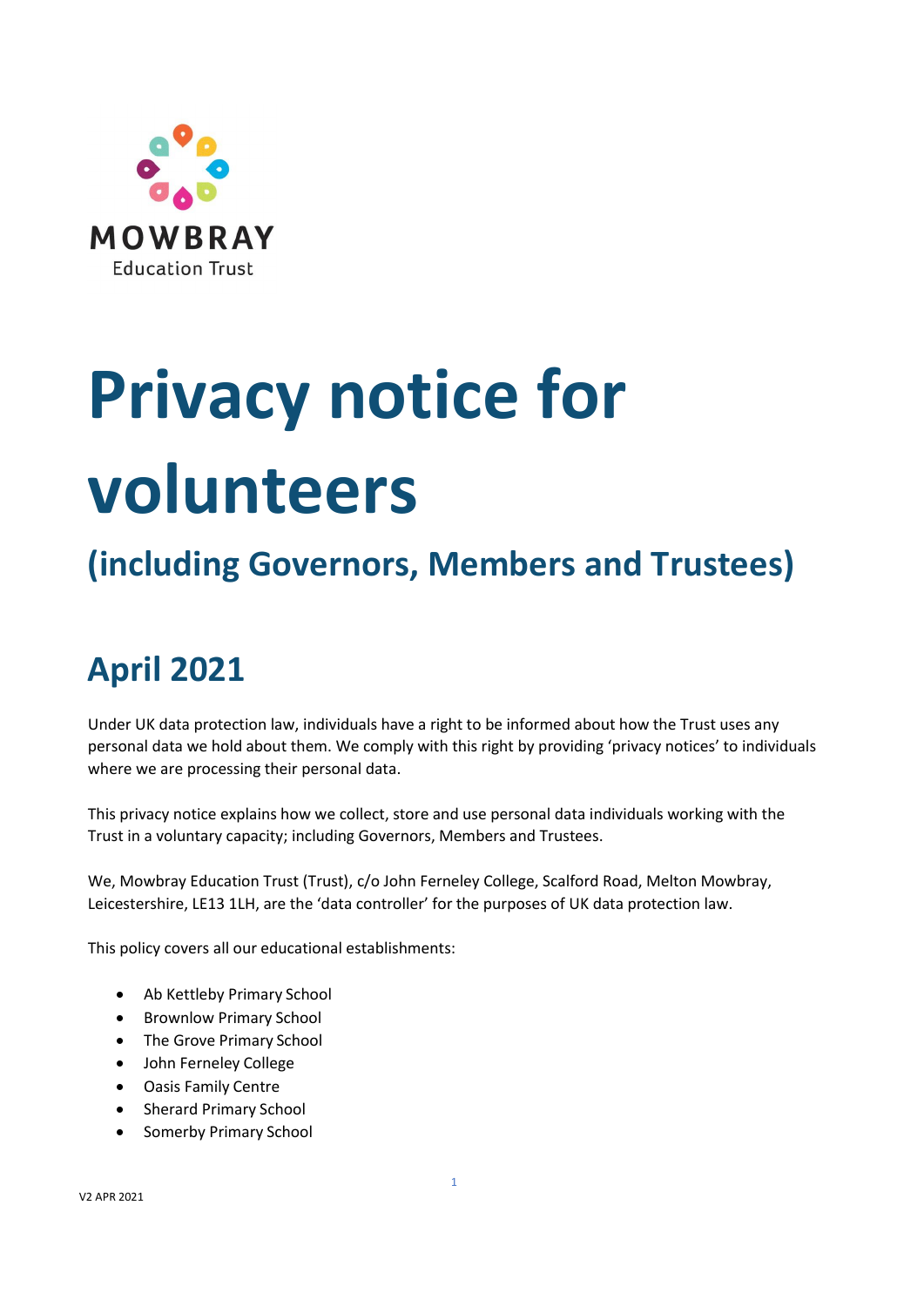MOWBRAY
Education Trust

# Privacy notice for volunteers

## (including Governors, Members and Trustees)

## April 2021

Under UK data protection law, individuals have a right to be informed about how the Trust uses any personal data we hold about them. We comply with this right by providing 'privacy notices' to individuals where we are processing their personal data.

This privacy notice explains how we collect, store and use personal data individuals working with the Trust in a voluntary capacity; including Governors, Members and Trustees.

We, Mowbray Education Trust (Trust), c/o John Ferneley College, Scalford Road, Melton Mowbray, Leicestershire, LE13 1LH, are the 'data controller' for the purposes of UK data protection law.

This policy covers all our educational establishments:

- Ab Kettleby Primary School
- Brownlow Primary School
- The Grove Primary School
- John Ferneley College
- Oasis Family Centre
- Sherard Primary School
- Somerby Primary School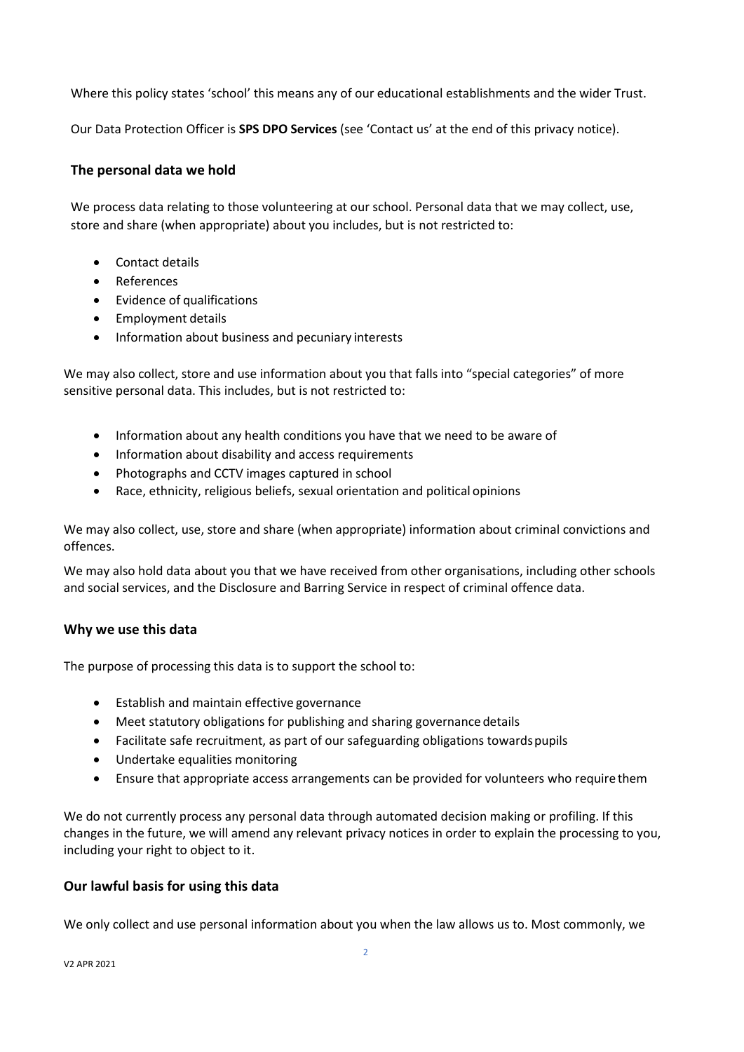Where this policy states 'school' this means any of our educational establishments and the wider Trust.

Our Data Protection Officer is **SPS DPO Services** (see 'Contact us' at the end of this privacy notice).

## The personal data we hold

We process data relating to those volunteering at our school. Personal data that we may collect, use, store and share (when appropriate) about you includes, but is not restricted to:

- Contact details
- References
- Evidence of qualifications
- Employment details
- Information about business and pecuniary interests

We may also collect, store and use information about you that falls into "special categories" of more sensitive personal data. This includes, but is not restricted to:

- Information about any health conditions you have that we need to be aware of
- Information about disability and access requirements
- Photographs and CCTV images captured in school
- Race, ethnicity, religious beliefs, sexual orientation and political opinions

We may also collect, use, store and share (when appropriate) information about criminal convictions and offences.

We may also hold data about you that we have received from other organisations, including other schools and social services, and the Disclosure and Barring Service in respect of criminal offence data.

## Why we use this data

The purpose of processing this data is to support the school to:

- Establish and maintain effective governance
- Meet statutory obligations for publishing and sharing governance details
- Facilitate safe recruitment, as part of our safeguarding obligations towards pupils
- Undertake equalities monitoring
- Ensure that appropriate access arrangements can be provided for volunteers who require them

We do not currently process any personal data through automated decision making or profiling. If this changes in the future, we will amend any relevant privacy notices in order to explain the processing to you, including your right to object to it.

## Our lawful basis for using this data

We only collect and use personal information about you when the law allows us to. Most commonly, we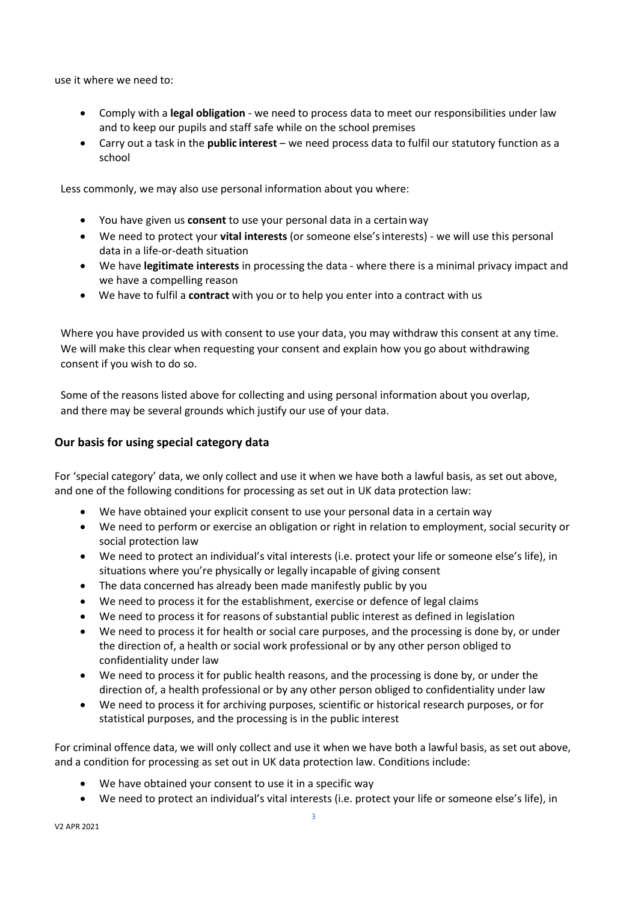use it where we need to:

- Comply with a **legal obligation** - we need to process data to meet our responsibilities under law and to keep our pupils and staff safe while on the school premises
- Carry out a task in the **public interest** – we need process data to fulfil our statutory function as a school

Less commonly, we may also use personal information about you where:

- You have given us **consent** to use your personal data in a certain way
- We need to protect your **vital interests** (or someone else's interests) - we will use this personal data in a life-or-death situation
- We have **legitimate interests** in processing the data - where there is a minimal privacy impact and we have a compelling reason
- We have to fulfil a **contract** with you or to help you enter into a contract with us

Where you have provided us with consent to use your data, you may withdraw this consent at any time. We will make this clear when requesting your consent and explain how you go about withdrawing consent if you wish to do so.

Some of the reasons listed above for collecting and using personal information about you overlap, and there may be several grounds which justify our use of your data.

### Our basis for using special category data

For 'special category' data, we only collect and use it when we have both a lawful basis, as set out above, and one of the following conditions for processing as set out in UK data protection law:

- We have obtained your explicit consent to use your personal data in a certain way
- We need to perform or exercise an obligation or right in relation to employment, social security or social protection law
- We need to protect an individual's vital interests (i.e. protect your life or someone else's life), in situations where you're physically or legally incapable of giving consent
- The data concerned has already been made manifestly public by you
- We need to process it for the establishment, exercise or defence of legal claims
- We need to process it for reasons of substantial public interest as defined in legislation
- We need to process it for health or social care purposes, and the processing is done by, or under the direction of, a health or social work professional or by any other person obliged to confidentiality under law
- We need to process it for public health reasons, and the processing is done by, or under the direction of, a health professional or by any other person obliged to confidentiality under law
- We need to process it for archiving purposes, scientific or historical research purposes, or for statistical purposes, and the processing is in the public interest

For criminal offence data, we will only collect and use it when we have both a lawful basis, as set out above, and a condition for processing as set out in UK data protection law. Conditions include:

- We have obtained your consent to use it in a specific way
- We need to protect an individual's vital interests (i.e. protect your life or someone else's life), in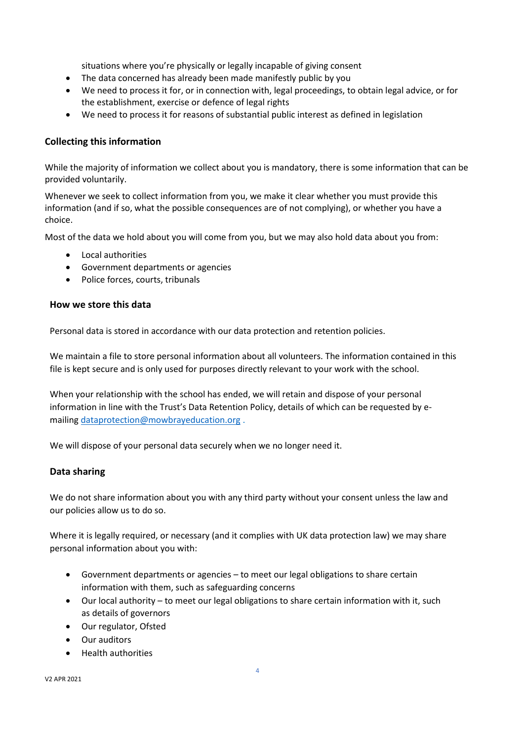situations where you're physically or legally incapable of giving consent

- The data concerned has already been made manifestly public by you
- We need to process it for, or in connection with, legal proceedings, to obtain legal advice, or for the establishment, exercise or defence of legal rights
- We need to process it for reasons of substantial public interest as defined in legislation

### Collecting this information

While the majority of information we collect about you is mandatory, there is some information that can be provided voluntarily.

Whenever we seek to collect information from you, we make it clear whether you must provide this information (and if so, what the possible consequences are of not complying), or whether you have a choice.

Most of the data we hold about you will come from you, but we may also hold data about you from:

- Local authorities
- Government departments or agencies
- Police forces, courts, tribunals

### How we store this data

Personal data is stored in accordance with our data protection and retention policies.

We maintain a file to store personal information about all volunteers. The information contained in this file is kept secure and is only used for purposes directly relevant to your work with the school.

When your relationship with the school has ended, we will retain and dispose of your personal information in line with the Trust's Data Retention Policy, details of which can be requested by e-mailing dataprotection@mowbrayeducation.org .

We will dispose of your personal data securely when we no longer need it.

### Data sharing

We do not share information about you with any third party without your consent unless the law and our policies allow us to do so.

Where it is legally required, or necessary (and it complies with UK data protection law) we may share personal information about you with:

- Government departments or agencies – to meet our legal obligations to share certain information with them, such as safeguarding concerns
- Our local authority – to meet our legal obligations to share certain information with it, such as details of governors
- Our regulator, Ofsted
- Our auditors
- Health authorities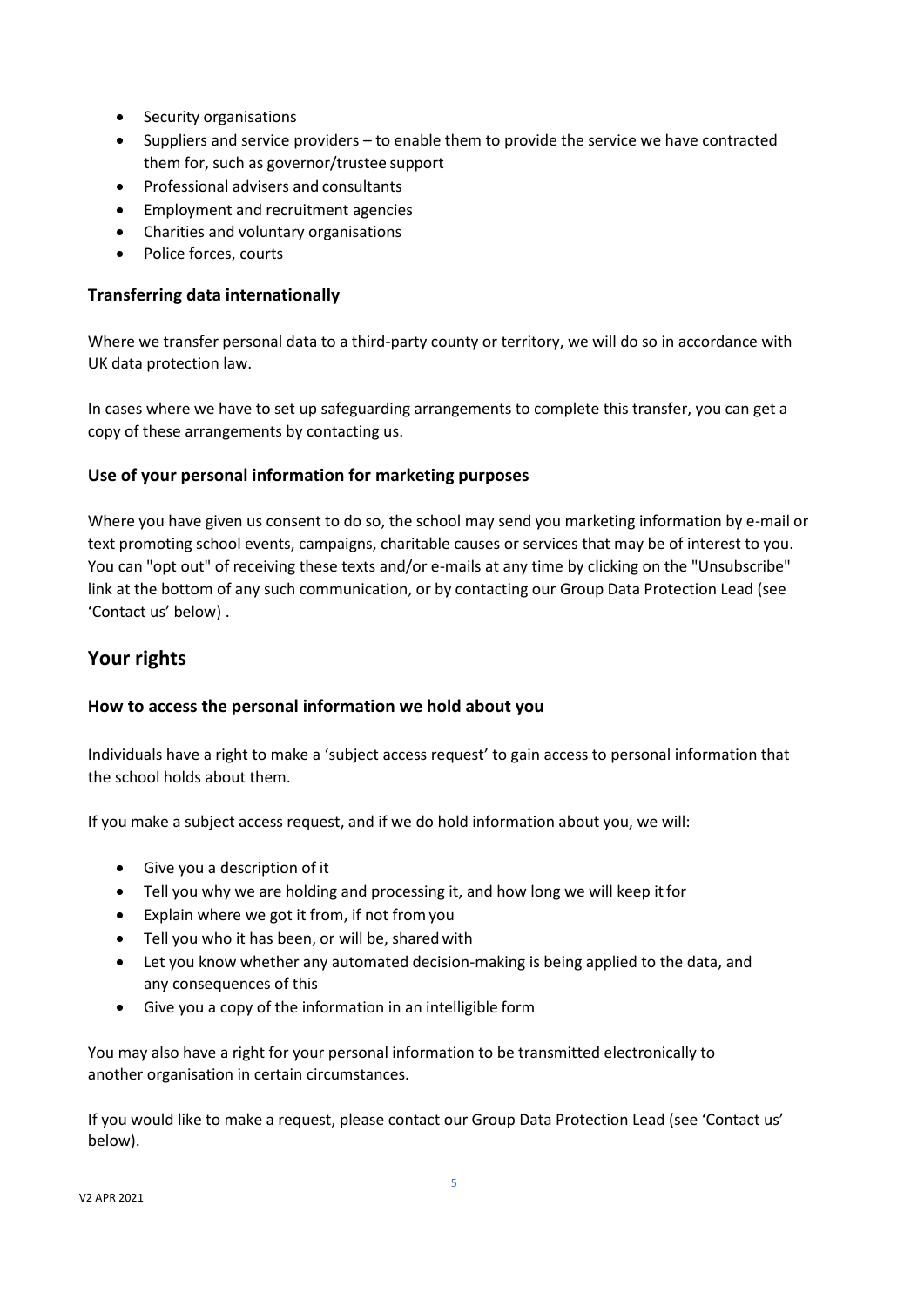- Security organisations
- Suppliers and service providers – to enable them to provide the service we have contracted them for, such as governor/trustee support
- Professional advisers and consultants
- Employment and recruitment agencies
- Charities and voluntary organisations
- Police forces, courts

### Transferring data internationally

Where we transfer personal data to a third-party county or territory, we will do so in accordance with UK data protection law.

In cases where we have to set up safeguarding arrangements to complete this transfer, you can get a copy of these arrangements by contacting us.

### Use of your personal information for marketing purposes

Where you have given us consent to do so, the school may send you marketing information by e-mail or text promoting school events, campaigns, charitable causes or services that may be of interest to you. You can "opt out" of receiving these texts and/or e-mails at any time by clicking on the "Unsubscribe" link at the bottom of any such communication, or by contacting our Group Data Protection Lead (see 'Contact us' below) .

## Your rights

### How to access the personal information we hold about you

Individuals have a right to make a 'subject access request' to gain access to personal information that the school holds about them.

If you make a subject access request, and if we do hold information about you, we will:

- Give you a description of it
- Tell you why we are holding and processing it, and how long we will keep it for
- Explain where we got it from, if not from you
- Tell you who it has been, or will be, shared with
- Let you know whether any automated decision-making is being applied to the data, and any consequences of this
- Give you a copy of the information in an intelligible form

You may also have a right for your personal information to be transmitted electronically to another organisation in certain circumstances.

If you would like to make a request, please contact our Group Data Protection Lead (see 'Contact us' below).

V2 APR 2021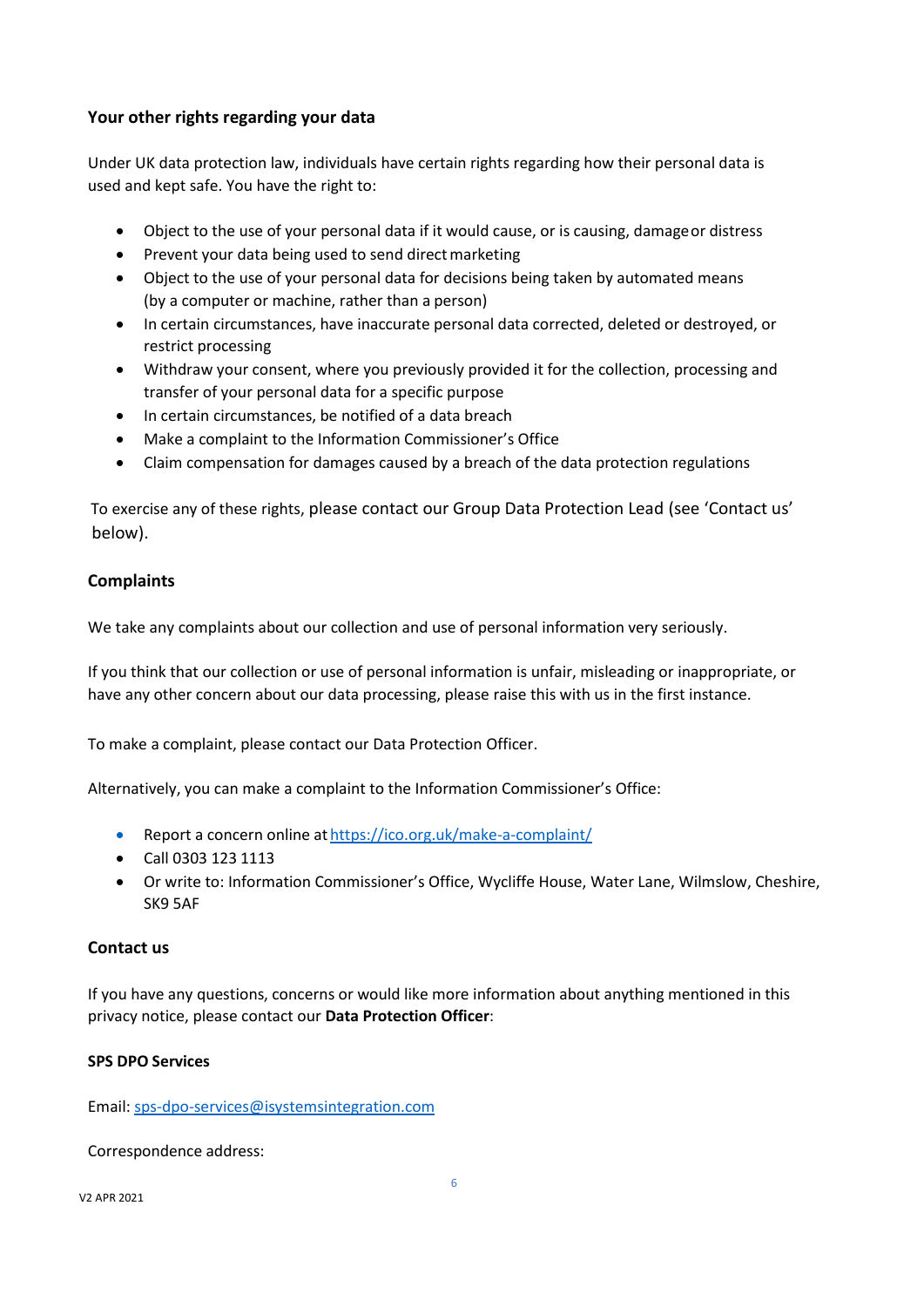## Your other rights regarding your data

Under UK data protection law, individuals have certain rights regarding how their personal data is used and kept safe. You have the right to:

- Object to the use of your personal data if it would cause, or is causing, damage or distress
- Prevent your data being used to send direct marketing
- Object to the use of your personal data for decisions being taken by automated means (by a computer or machine, rather than a person)
- In certain circumstances, have inaccurate personal data corrected, deleted or destroyed, or restrict processing
- Withdraw your consent, where you previously provided it for the collection, processing and transfer of your personal data for a specific purpose
- In certain circumstances, be notified of a data breach
- Make a complaint to the Information Commissioner's Office
- Claim compensation for damages caused by a breach of the data protection regulations

To exercise any of these rights, please contact our Group Data Protection Lead (see 'Contact us' below).

## Complaints

We take any complaints about our collection and use of personal information very seriously.

If you think that our collection or use of personal information is unfair, misleading or inappropriate, or have any other concern about our data processing, please raise this with us in the first instance.

To make a complaint, please contact our Data Protection Officer.

Alternatively, you can make a complaint to the Information Commissioner's Office:

- Report a concern online at https://ico.org.uk/make-a-complaint/
- Call 0303 123 1113
- Or write to: Information Commissioner's Office, Wycliffe House, Water Lane, Wilmslow, Cheshire, SK9 5AF

## Contact us

If you have any questions, concerns or would like more information about anything mentioned in this privacy notice, please contact our **Data Protection Officer**:

**SPS DPO Services**

Email: sps-dpo-services@isystemsintegration.com

Correspondence address: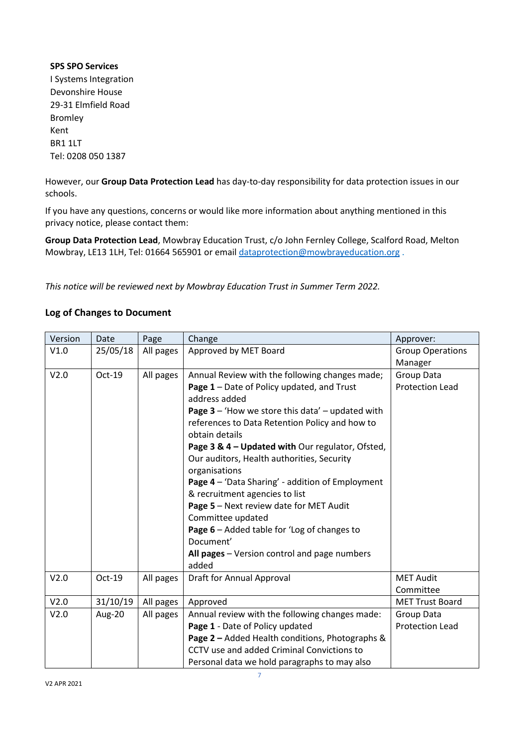**SPS SPO Services**
I Systems Integration
Devonshire House
29-31 Elmfield Road
Bromley
Kent
BR1 1LT
Tel: 0208 050 1387

However, our **Group Data Protection Lead** has day-to-day responsibility for data protection issues in our schools.

If you have any questions, concerns or would like more information about anything mentioned in this privacy notice, please contact them:

**Group Data Protection Lead**, Mowbray Education Trust, c/o John Fernley College, Scalford Road, Melton Mowbray, LE13 1LH, Tel: 01664 565901 or email dataprotection@mowbrayeducation.org .

*This notice will be reviewed next by Mowbray Education Trust in Summer Term 2022.*

### Log of Changes to Document

| Version | Date | Page | Change | Approver: |
|---|---|---|---|---|
| V1.0 | 25/05/18 | All pages | Approved by MET Board | Group Operations Manager |
| V2.0 | Oct-19 | All pages | Annual Review with the following changes made; **Page 1** – Date of Policy updated, and Trust address added **Page 3** – 'How we store this data' – updated with references to Data Retention Policy and how to obtain details **Page 3 & 4 – Updated with** Our regulator, Ofsted, Our auditors, Health authorities, Security organisations **Page 4** – 'Data Sharing' - addition of Employment & recruitment agencies to list **Page 5** – Next review date for MET Audit Committee updated **Page 6** – Added table for 'Log of changes to Document' **All pages** – Version control and page numbers added | Group Data Protection Lead |
| V2.0 | Oct-19 | All pages | Draft for Annual Approval | MET Audit Committee |
| V2.0 | 31/10/19 | All pages | Approved | MET Trust Board |
| V2.0 | Aug-20 | All pages | Annual review with the following changes made: **Page 1** - Date of Policy updated **Page 2 –** Added Health conditions, Photographs & CCTV use and added Criminal Convictions to Personal data we hold paragraphs to may also | Group Data Protection Lead |

V2 APR 2021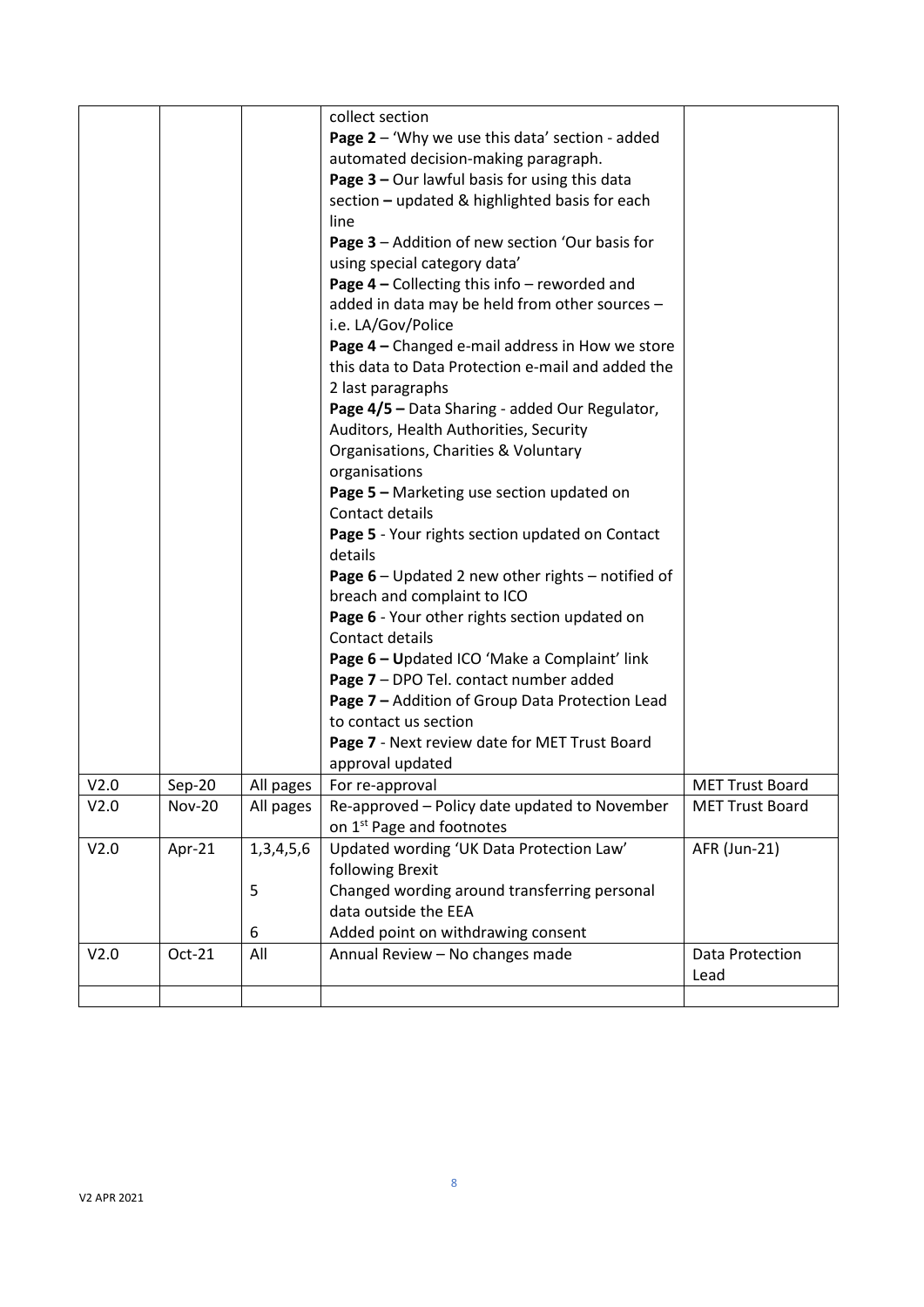| | | | | |
|---|---|---|---|---|
| | | | collect section<br>**Page 2** – 'Why we use this data' section - added automated decision-making paragraph.<br>**Page 3 –** Our lawful basis for using this data section **–** updated & highlighted basis for each line<br>**Page 3** – Addition of new section 'Our basis for using special category data'<br>**Page 4 –** Collecting this info – reworded and added in data may be held from other sources – i.e. LA/Gov/Police<br>**Page 4 –** Changed e-mail address in How we store this data to Data Protection e-mail and added the 2 last paragraphs<br>**Page 4/5 –** Data Sharing - added Our Regulator, Auditors, Health Authorities, Security Organisations, Charities & Voluntary organisations<br>**Page 5 –** Marketing use section updated on Contact details<br>**Page 5** - Your rights section updated on Contact details<br>**Page 6** – Updated 2 new other rights – notified of breach and complaint to ICO<br>**Page 6** - Your other rights section updated on Contact details<br>**Page 6 – U**pdated ICO 'Make a Complaint' link<br>**Page 7** – DPO Tel. contact number added<br>**Page 7 –** Addition of Group Data Protection Lead to contact us section<br>**Page 7** - Next review date for MET Trust Board approval updated | |
| V2.0 | Sep-20 | All pages | For re-approval | MET Trust Board |
| V2.0 | Nov-20 | All pages | Re-approved – Policy date updated to November on 1st Page and footnotes | MET Trust Board |
| V2.0 | Apr-21 | 1,3,4,5,6<br><br>5<br><br>6 | Updated wording 'UK Data Protection Law' following Brexit<br>Changed wording around transferring personal data outside the EEA<br>Added point on withdrawing consent | AFR (Jun-21) |
| V2.0 | Oct-21 | All | Annual Review – No changes made | Data Protection Lead |
| | | | | |